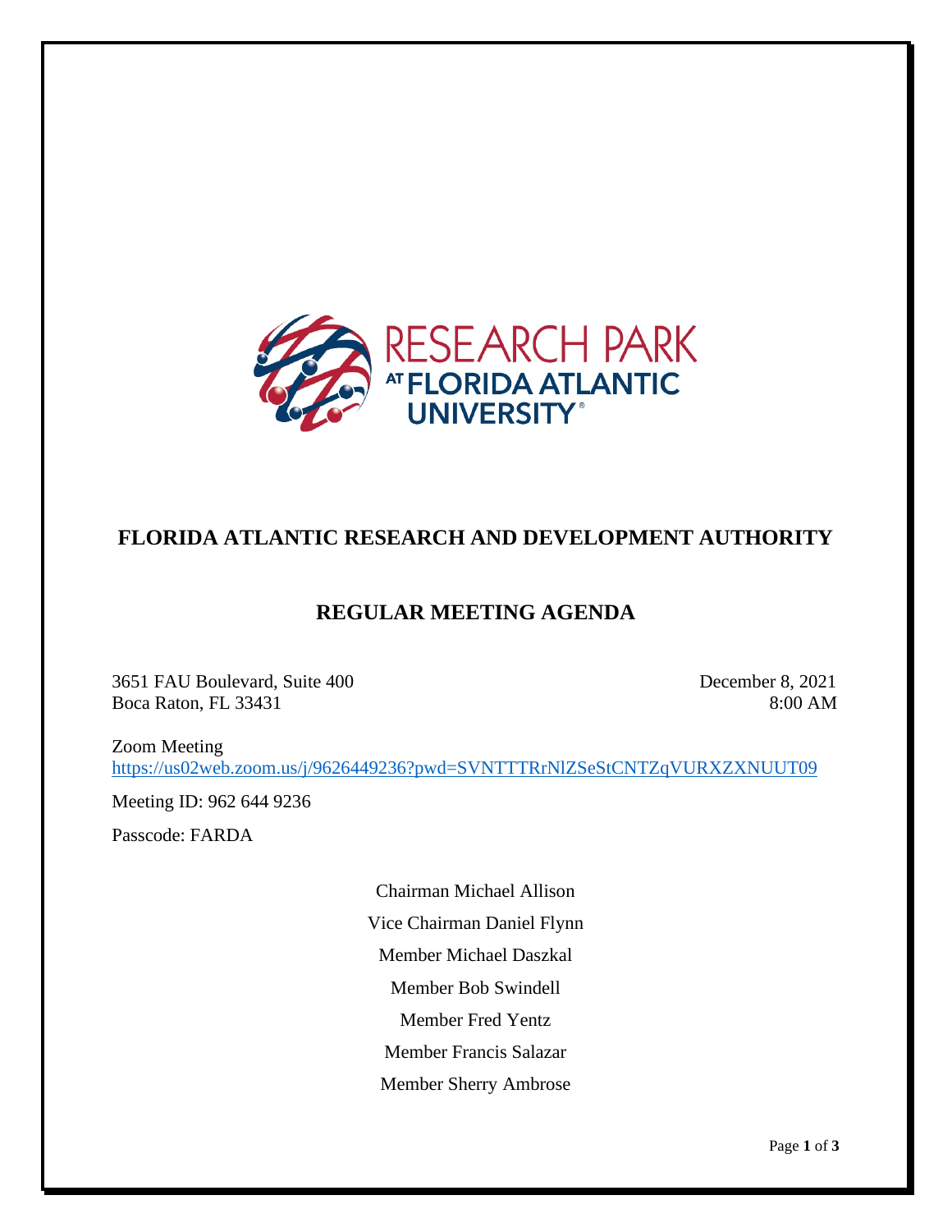# FLORIDA ATLANTIC RESEARCH AND DEVELOPMENT AUTHORITY

## REGULAR MEETING AGENDA

3651 FAU Boulevard, Suite 400
Boca Raton, FL 33431

December 8, 2021
8:00 AM

Zoom Meeting
https://us02web.zoom.us/j/9626449236?pwd=SVNTTTRrNlZSeStCNTZqVURXZXNUUT09

Meeting ID: 962 644 9236

Passcode: FARDA

Chairman Michael Allison

Vice Chairman Daniel Flynn

Member Michael Daszkal

Member Bob Swindell

Member Fred Yentz

Member Francis Salazar

Member Sherry Ambrose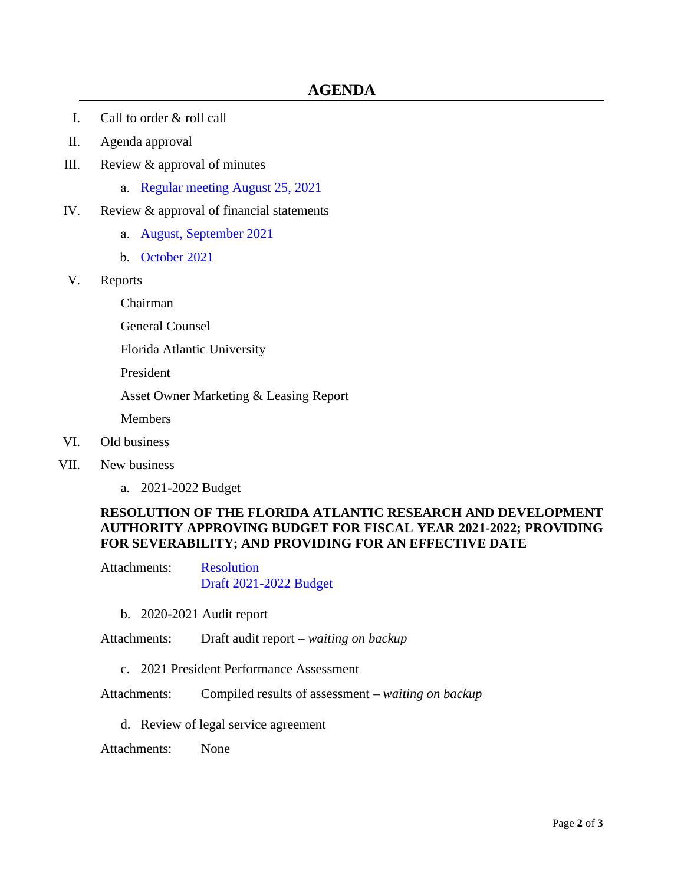# AGENDA

I. Call to order & roll call

II. Agenda approval

III. Review & approval of minutes

   a. Regular meeting August 25, 2021

IV. Review & approval of financial statements

   a. August, September 2021

   b. October 2021

V. Reports

   Chairman

   General Counsel

   Florida Atlantic University

   President

   Asset Owner Marketing & Leasing Report

   Members

VI. Old business

VII. New business

   a. 2021-2022 Budget

**RESOLUTION OF THE FLORIDA ATLANTIC RESEARCH AND DEVELOPMENT AUTHORITY APPROVING BUDGET FOR FISCAL YEAR 2021-2022; PROVIDING FOR SEVERABILITY; AND PROVIDING FOR AN EFFECTIVE DATE**

Attachments: Resolution
Draft 2021-2022 Budget

   b. 2020-2021 Audit report

Attachments: Draft audit report – *waiting on backup*

   c. 2021 President Performance Assessment

Attachments: Compiled results of assessment – *waiting on backup*

   d. Review of legal service agreement

Attachments: None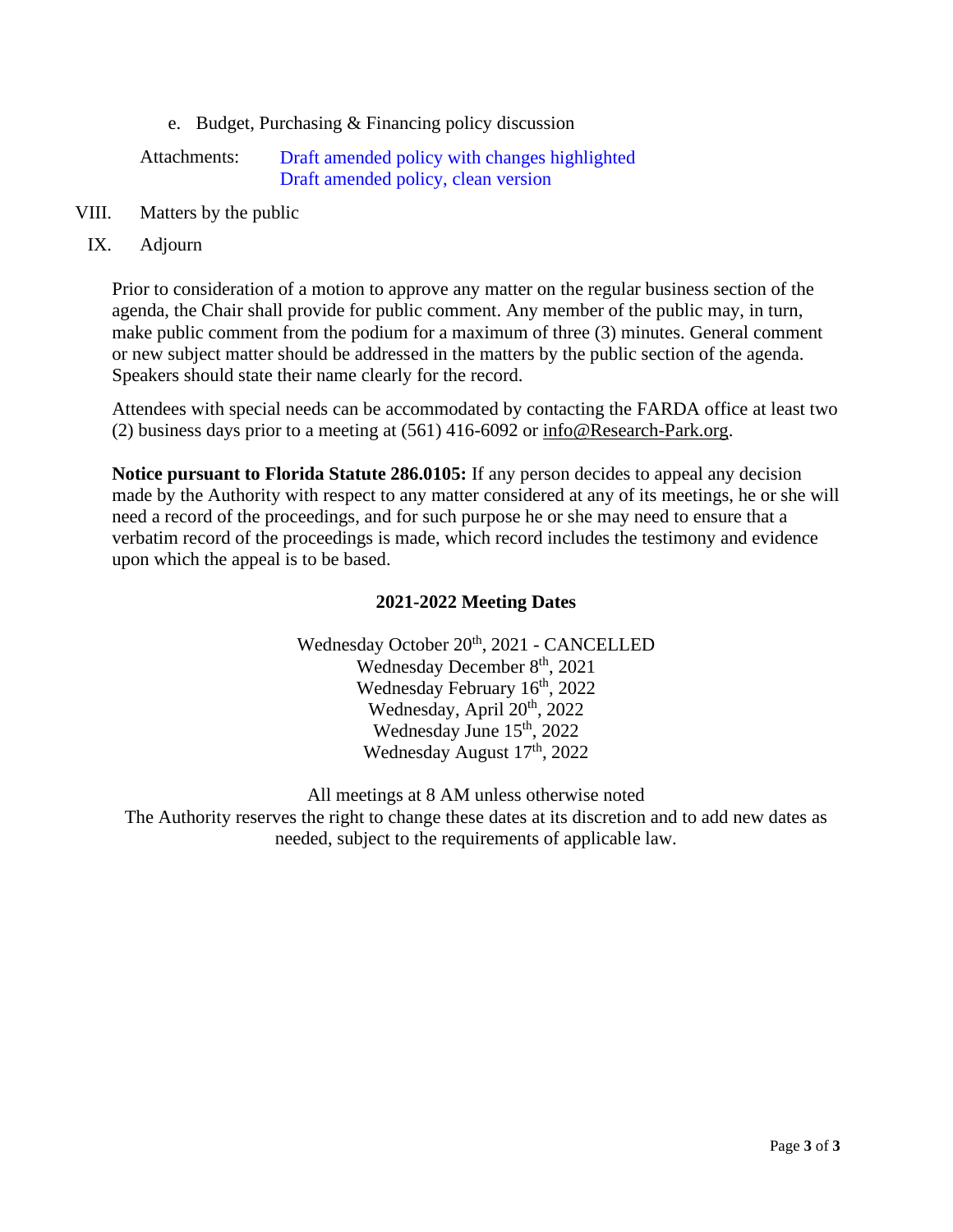e. Budget, Purchasing & Financing policy discussion

Attachments: Draft amended policy with changes highlighted
Draft amended policy, clean version

VIII. Matters by the public

IX. Adjourn

Prior to consideration of a motion to approve any matter on the regular business section of the agenda, the Chair shall provide for public comment. Any member of the public may, in turn, make public comment from the podium for a maximum of three (3) minutes. General comment or new subject matter should be addressed in the matters by the public section of the agenda. Speakers should state their name clearly for the record.

Attendees with special needs can be accommodated by contacting the FARDA office at least two (2) business days prior to a meeting at (561) 416-6092 or info@Research-Park.org.

**Notice pursuant to Florida Statute 286.0105:** If any person decides to appeal any decision made by the Authority with respect to any matter considered at any of its meetings, he or she will need a record of the proceedings, and for such purpose he or she may need to ensure that a verbatim record of the proceedings is made, which record includes the testimony and evidence upon which the appeal is to be based.

**2021-2022 Meeting Dates**

Wednesday October 20th, 2021 - CANCELLED
Wednesday December 8th, 2021
Wednesday February 16th, 2022
Wednesday, April 20th, 2022
Wednesday June 15th, 2022
Wednesday August 17th, 2022

All meetings at 8 AM unless otherwise noted
The Authority reserves the right to change these dates at its discretion and to add new dates as needed, subject to the requirements of applicable law.